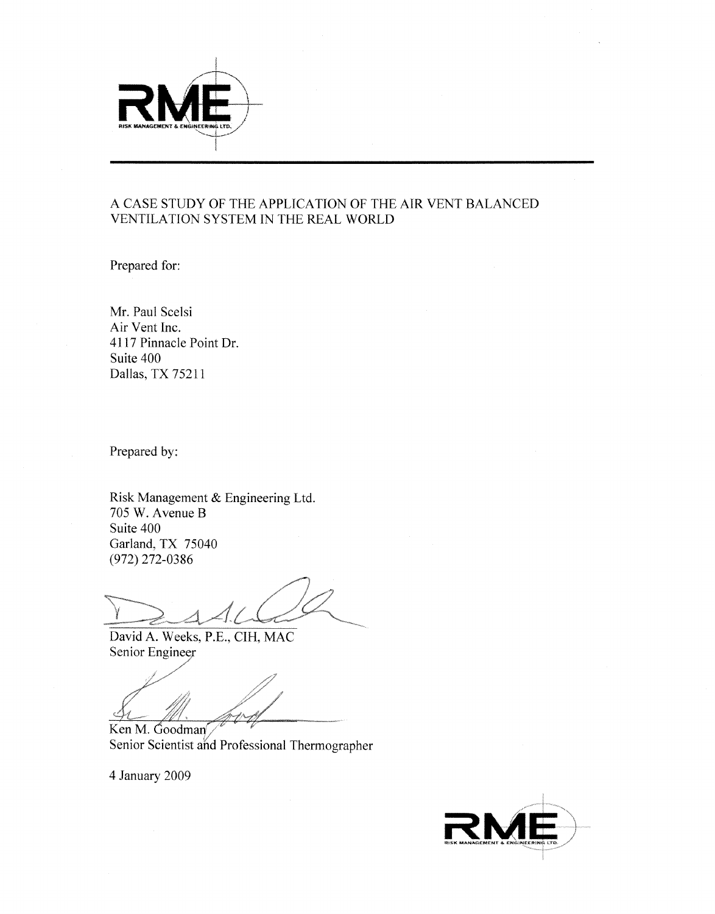RME

RISK MANAGEMENT & ENGINEERING LTD.

---

# A CASE STUDY OF THE APPLICATION OF THE AIR VENT BALANCED VENTILATION SYSTEM IN THE REAL WORLD

Prepared for:

Mr. Paul Scelsi
Air Vent Inc.
4117 Pinnacle Point Dr.
Suite 400
Dallas, TX 75211

Prepared by:

Risk Management & Engineering Ltd.
705 W. Avenue B
Suite 400
Garland, TX 75040
(972) 272-0386

David A. Weeks, P.E., CIH, MAC
Senior Engineer

Ken M. Goodman
Senior Scientist and Professional Thermographer

4 January 2009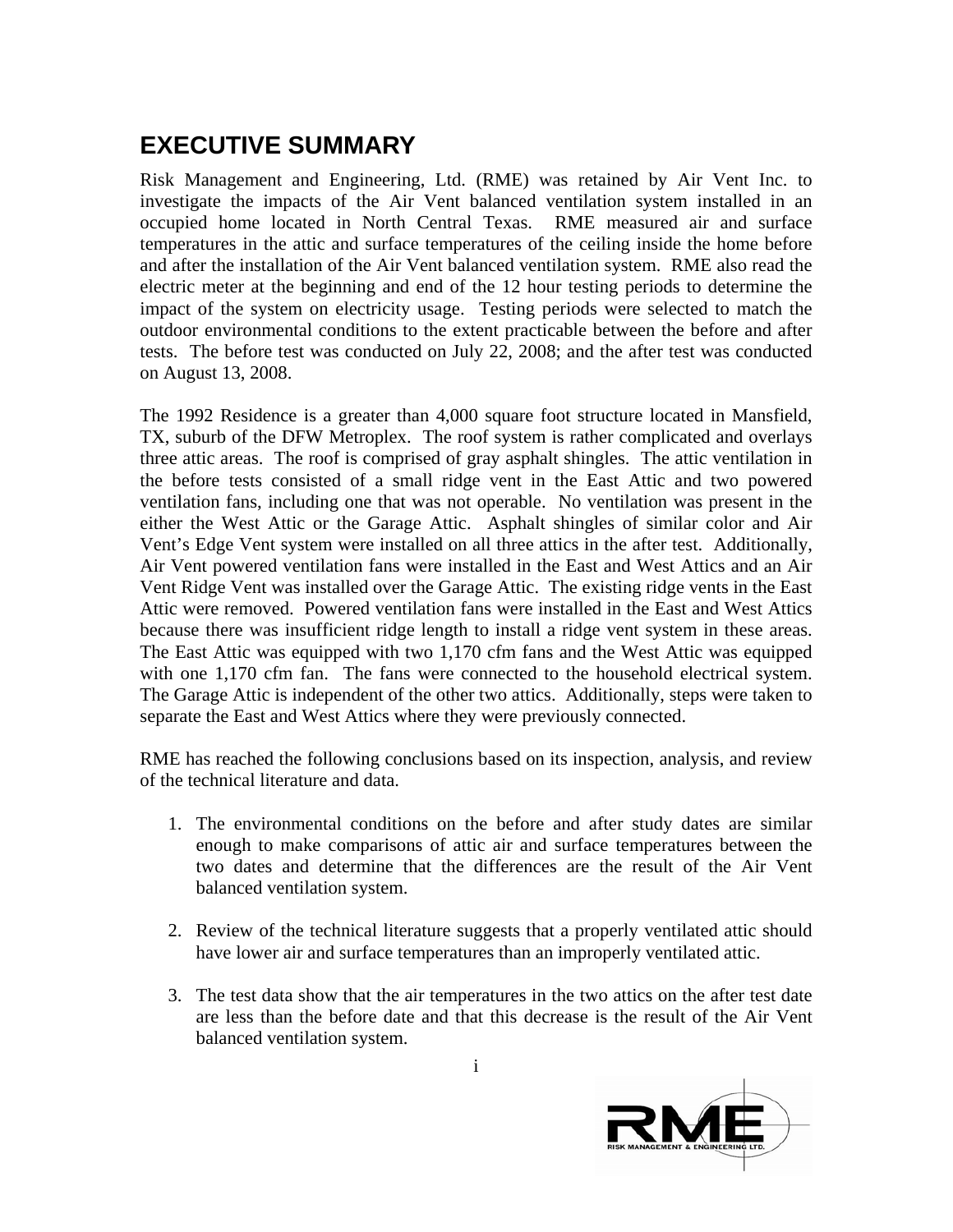# EXECUTIVE SUMMARY

Risk Management and Engineering, Ltd. (RME) was retained by Air Vent Inc. to investigate the impacts of the Air Vent balanced ventilation system installed in an occupied home located in North Central Texas. RME measured air and surface temperatures in the attic and surface temperatures of the ceiling inside the home before and after the installation of the Air Vent balanced ventilation system. RME also read the electric meter at the beginning and end of the 12 hour testing periods to determine the impact of the system on electricity usage. Testing periods were selected to match the outdoor environmental conditions to the extent practicable between the before and after tests. The before test was conducted on July 22, 2008; and the after test was conducted on August 13, 2008.

The 1992 Residence is a greater than 4,000 square foot structure located in Mansfield, TX, suburb of the DFW Metroplex. The roof system is rather complicated and overlays three attic areas. The roof is comprised of gray asphalt shingles. The attic ventilation in the before tests consisted of a small ridge vent in the East Attic and two powered ventilation fans, including one that was not operable. No ventilation was present in the either the West Attic or the Garage Attic. Asphalt shingles of similar color and Air Vent's Edge Vent system were installed on all three attics in the after test. Additionally, Air Vent powered ventilation fans were installed in the East and West Attics and an Air Vent Ridge Vent was installed over the Garage Attic. The existing ridge vents in the East Attic were removed. Powered ventilation fans were installed in the East and West Attics because there was insufficient ridge length to install a ridge vent system in these areas. The East Attic was equipped with two 1,170 cfm fans and the West Attic was equipped with one 1,170 cfm fan. The fans were connected to the household electrical system. The Garage Attic is independent of the other two attics. Additionally, steps were taken to separate the East and West Attics where they were previously connected.

RME has reached the following conclusions based on its inspection, analysis, and review of the technical literature and data.

1. The environmental conditions on the before and after study dates are similar enough to make comparisons of attic air and surface temperatures between the two dates and determine that the differences are the result of the Air Vent balanced ventilation system.

2. Review of the technical literature suggests that a properly ventilated attic should have lower air and surface temperatures than an improperly ventilated attic.

3. The test data show that the air temperatures in the two attics on the after test date are less than the before date and that this decrease is the result of the Air Vent balanced ventilation system.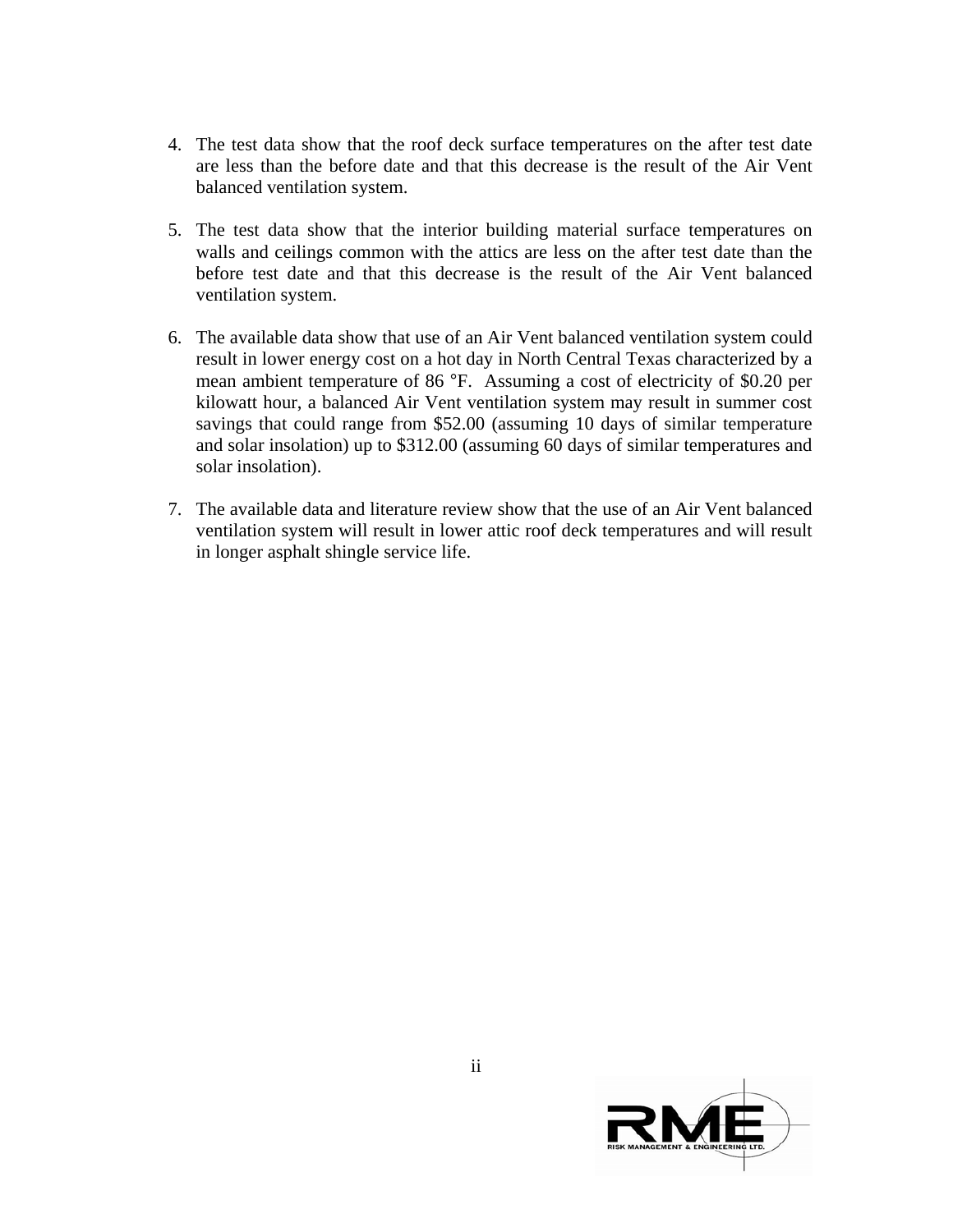4. The test data show that the roof deck surface temperatures on the after test date are less than the before date and that this decrease is the result of the Air Vent balanced ventilation system.

5. The test data show that the interior building material surface temperatures on walls and ceilings common with the attics are less on the after test date than the before test date and that this decrease is the result of the Air Vent balanced ventilation system.

6. The available data show that use of an Air Vent balanced ventilation system could result in lower energy cost on a hot day in North Central Texas characterized by a mean ambient temperature of 86 °F. Assuming a cost of electricity of $0.20 per kilowatt hour, a balanced Air Vent ventilation system may result in summer cost savings that could range from $52.00 (assuming 10 days of similar temperature and solar insolation) up to $312.00 (assuming 60 days of similar temperatures and solar insolation).

7. The available data and literature review show that the use of an Air Vent balanced ventilation system will result in lower attic roof deck temperatures and will result in longer asphalt shingle service life.